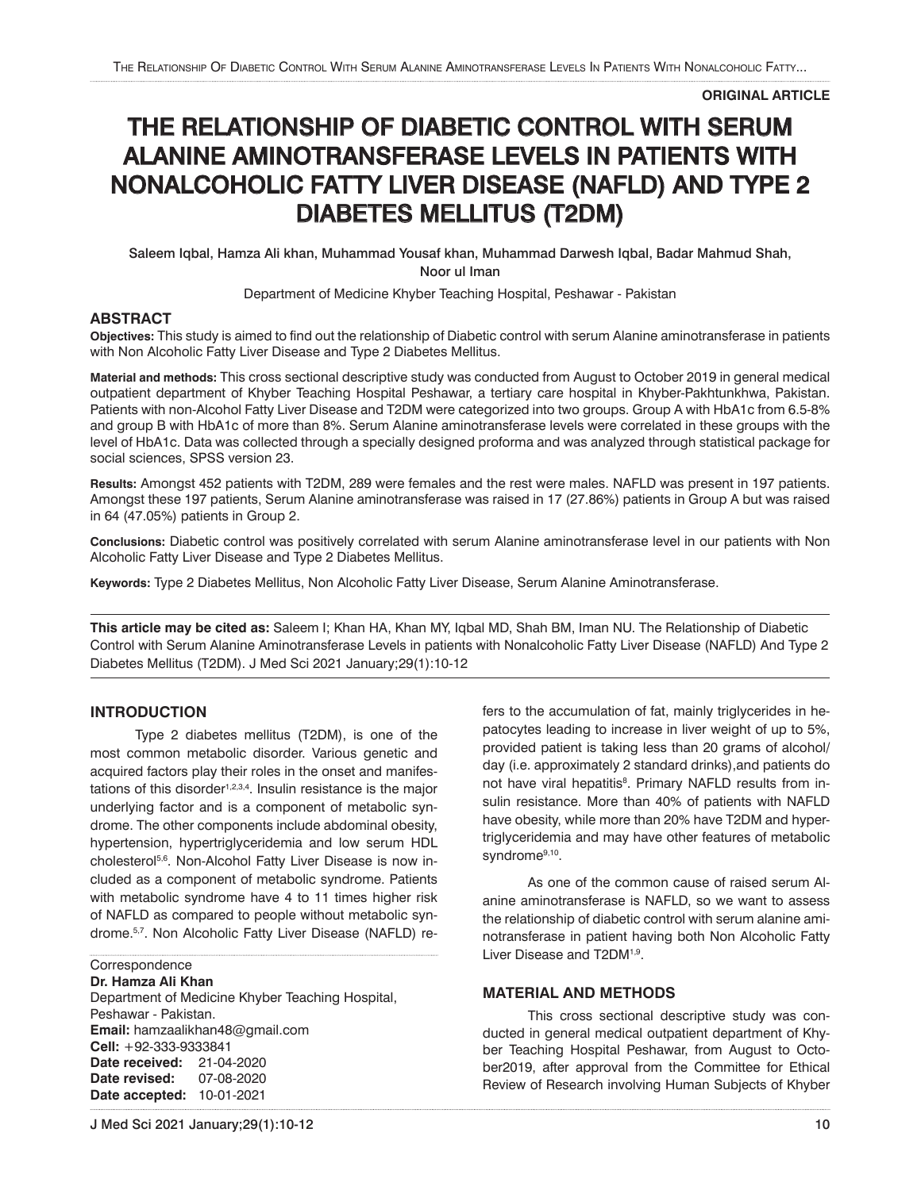**ORIGINAL ARTICLE**

# THE RELATIONSHIP OF DIABETIC CONTROL WITH SERUM ALANINE AMINOTRANSFERASE LEVELS IN PATIENTS WITH NONALCOHOLIC FATTY LIVER DISEASE (NAFLD) AND TYPE 2 DIABETES MELLITUS (T2DM)

Saleem Iqbal, Hamza Ali khan, Muhammad Yousaf khan, Muhammad Darwesh Iqbal, Badar Mahmud Shah, Noor ul Iman

Department of Medicine Khyber Teaching Hospital, Peshawar - Pakistan

## ABSTRACT

**Objectives:** This study is aimed to find out the relationship of Diabetic control with serum Alanine aminotransferase in patients with Non Alcoholic Fatty Liver Disease and Type 2 Diabetes Mellitus.

**Material and methods:** This cross sectional descriptive study was conducted from August to October 2019 in general medical outpatient department of Khyber Teaching Hospital Peshawar, a tertiary care hospital in Khyber-Pakhtunkhwa, Pakistan. Patients with non-Alcohol Fatty Liver Disease and T2DM were categorized into two groups. Group A with HbA1c from 6.5-8% and group B with HbA1c of more than 8%. Serum Alanine aminotransferase levels were correlated in these groups with the level of HbA1c. Data was collected through a specially designed proforma and was analyzed through statistical package for social sciences, SPSS version 23.

**Results:** Amongst 452 patients with T2DM, 289 were females and the rest were males. NAFLD was present in 197 patients. Amongst these 197 patients, Serum Alanine aminotransferase was raised in 17 (27.86%) patients in Group A but was raised in 64 (47.05%) patients in Group 2.

**Conclusions:** Diabetic control was positively correlated with serum Alanine aminotransferase level in our patients with Non Alcoholic Fatty Liver Disease and Type 2 Diabetes Mellitus.

**Keywords:** Type 2 Diabetes Mellitus, Non Alcoholic Fatty Liver Disease, Serum Alanine Aminotransferase.

**This article may be cited as:** Saleem I; Khan HA, Khan MY, Iqbal MD, Shah BM, Iman NU. The Relationship of Diabetic Control with Serum Alanine Aminotransferase Levels in patients with Nonalcoholic Fatty Liver Disease (NAFLD) And Type 2 Diabetes Mellitus (T2DM). J Med Sci 2021 January;29(1):10-12

## INTRODUCTION

Type 2 diabetes mellitus (T2DM), is one of the most common metabolic disorder. Various genetic and acquired factors play their roles in the onset and manifestations of this disorder[1,2,3,4]. Insulin resistance is the major underlying factor and is a component of metabolic syndrome. The other components include abdominal obesity, hypertension, hypertriglyceridemia and low serum HDL cholesterol[5,6]. Non-Alcohol Fatty Liver Disease is now included as a component of metabolic syndrome. Patients with metabolic syndrome have 4 to 11 times higher risk of NAFLD as compared to people without metabolic syndrome.[5,7]. Non Alcoholic Fatty Liver Disease (NAFLD) refers to the accumulation of fat, mainly triglycerides in hepatocytes leading to increase in liver weight of up to 5%, provided patient is taking less than 20 grams of alcohol/ day (i.e. approximately 2 standard drinks),and patients do not have viral hepatitis[8]. Primary NAFLD results from insulin resistance. More than 40% of patients with NAFLD have obesity, while more than 20% have T2DM and hypertriglyceridemia and may have other features of metabolic syndrome[9,10].

As one of the common cause of raised serum Alanine aminotransferase is NAFLD, so we want to assess the relationship of diabetic control with serum alanine aminotransferase in patient having both Non Alcoholic Fatty Liver Disease and T2DM[1,9].

Correspondence
**Dr. Hamza Ali Khan**
Department of Medicine Khyber Teaching Hospital, Peshawar - Pakistan.
**Email:** hamzaalikhan48@gmail.com
**Cell:** +92-333-9333841
**Date received:** 21-04-2020
**Date revised:** 07-08-2020
**Date accepted:** 10-01-2021

## MATERIAL AND METHODS

This cross sectional descriptive study was conducted in general medical outpatient department of Khyber Teaching Hospital Peshawar, from August to October2019, after approval from the Committee for Ethical Review of Research involving Human Subjects of Khyber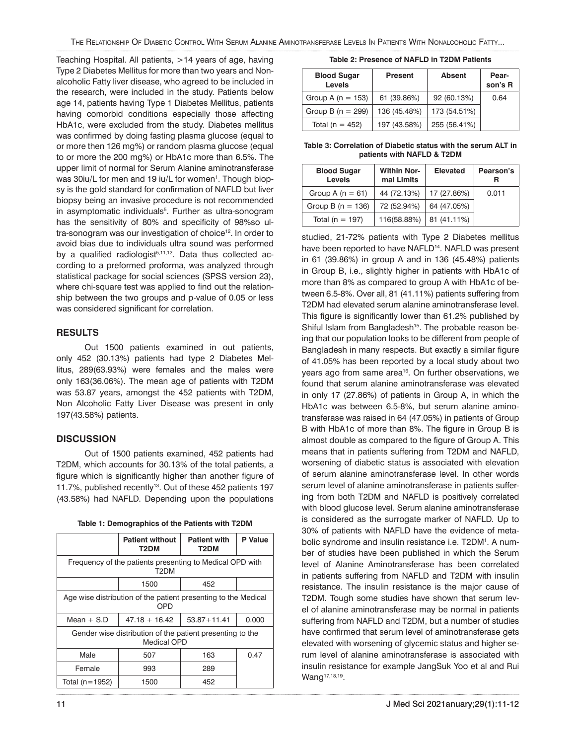Teaching Hospital. All patients, >14 years of age, having Type 2 Diabetes Mellitus for more than two years and Non-alcoholic Fatty liver disease, who agreed to be included in the research, were included in the study. Patients below age 14, patients having Type 1 Diabetes Mellitus, patients having comorbid conditions especially those affecting HbA1c, were excluded from the study. Diabetes mellitus was confirmed by doing fasting plasma glucose (equal to or more then 126 mg%) or random plasma glucose (equal to or more the 200 mg%) or HbA1c more than 6.5%. The upper limit of normal for Serum Alanine aminotransferase was 30iu/L for men and 19 iu/L for women[1]. Though biopsy is the gold standard for confirmation of NAFLD but liver biopsy being an invasive procedure is not recommended in asymptomatic individuals[5]. Further as ultra-sonogram has the sensitivity of 80% and specificity of 98%so ultra-sonogram was our investigation of choice[12]. In order to avoid bias due to individuals ultra sound was performed by a qualified radiologist[5,11,12]. Data thus collected according to a preformed proforma, was analyzed through statistical package for social sciences (SPSS version 23), where chi-square test was applied to find out the relationship between the two groups and p-value of 0.05 or less was considered significant for correlation.

## RESULTS

Out 1500 patients examined in out patients, only 452 (30.13%) patients had type 2 Diabetes Mellitus, 289(63.93%) were females and the males were only 163(36.06%). The mean age of patients with T2DM was 53.87 years, amongst the 452 patients with T2DM, Non Alcoholic Fatty Liver Disease was present in only 197(43.58%) patients.

## DISCUSSION

Out of 1500 patients examined, 452 patients had T2DM, which accounts for 30.13% of the total patients, a figure which is significantly higher than another figure of 11.7%, published recently[13]. Out of these 452 patients 197 (43.58%) had NAFLD. Depending upon the populations studied, 21-72% patients with Type 2 Diabetes mellitus have been reported to have NAFLD[14]. NAFLD was present in 61 (39.86%) in group A and in 136 (45.48%) patients in Group B, i.e., slightly higher in patients with HbA1c of more than 8% as compared to group A with HbA1c of between 6.5-8%. Over all, 81 (41.11%) patients suffering from T2DM had elevated serum alanine aminotransferase level. This figure is significantly lower than 61.2% published by Shiful Islam from Bangladesh[15]. The probable reason being that our population looks to be different from people of Bangladesh in many respects. But exactly a similar figure of 41.05% has been reported by a local study about two years ago from same area[16]. On further observations, we found that serum alanine aminotransferase was elevated in only 17 (27.86%) of patients in Group A, in which the HbA1c was between 6.5-8%, but serum alanine aminotransferase was raised in 64 (47.05%) in patients of Group B with HbA1c of more than 8%. The figure in Group B is almost double as compared to the figure of Group A. This means that in patients suffering from T2DM and NAFLD, worsening of diabetic status is associated with elevation of serum alanine aminotransferase level. In other words serum level of alanine aminotransferase in patients suffering from both T2DM and NAFLD is positively correlated with blood glucose level. Serum alanine aminotransferase is considered as the surrogate marker of NAFLD. Up to 30% of patients with NAFLD have the evidence of metabolic syndrome and insulin resistance i.e. T2DM[1]. A number of studies have been published in which the Serum level of Alanine Aminotransferase has been correlated in patients suffering from NAFLD and T2DM with insulin resistance. The insulin resistance is the major cause of T2DM. Tough some studies have shown that serum level of alanine aminotransferase may be normal in patients suffering from NAFLD and T2DM, but a number of studies have confirmed that serum level of aminotransferase gets elevated with worsening of glycemic status and higher serum level of alanine aminotransferase is associated with insulin resistance for example JangSuk Yoo et al and Rui Wang[17,18,19].

**Table 1: Demographics of the Patients with T2DM**

| | Patient without T2DM | Patient with T2DM | P Value |
|---|---|---|---|
| Frequency of the patients presenting to Medical OPD with T2DM | | | |
| | 1500 | 452 | |
| Age wise distribution of the patient presenting to the Medical OPD | | | |
| Mean + S.D | 47.18 + 16.42 | 53.87+11.41 | 0.000 |
| Gender wise distribution of the patient presenting to the Medical OPD | | | |
| Male | 507 | 163 | 0.47 |
| Female | 993 | 289 | |
| Total (n=1952) | 1500 | 452 | |

**Table 2: Presence of NAFLD in T2DM Patients**

| Blood Sugar Levels | Present | Absent | Pearson's R |
|---|---|---|---|
| Group A (n = 153) | 61 (39.86%) | 92 (60.13%) | 0.64 |
| Group B (n = 299) | 136 (45.48%) | 173 (54.51%) | |
| Total (n = 452) | 197 (43.58%) | 255 (56.41%) | |

**Table 3: Correlation of Diabetic status with the serum ALT in patients with NAFLD & T2DM**

| Blood Sugar Levels | Within Normal Limits | Elevated | Pearson's R |
|---|---|---|---|
| Group A (n = 61) | 44 (72.13%) | 17 (27.86%) | 0.011 |
| Group B (n = 136) | 72 (52.94%) | 64 (47.05%) | |
| Total (n = 197) | 116(58.88%) | 81 (41.11%) | |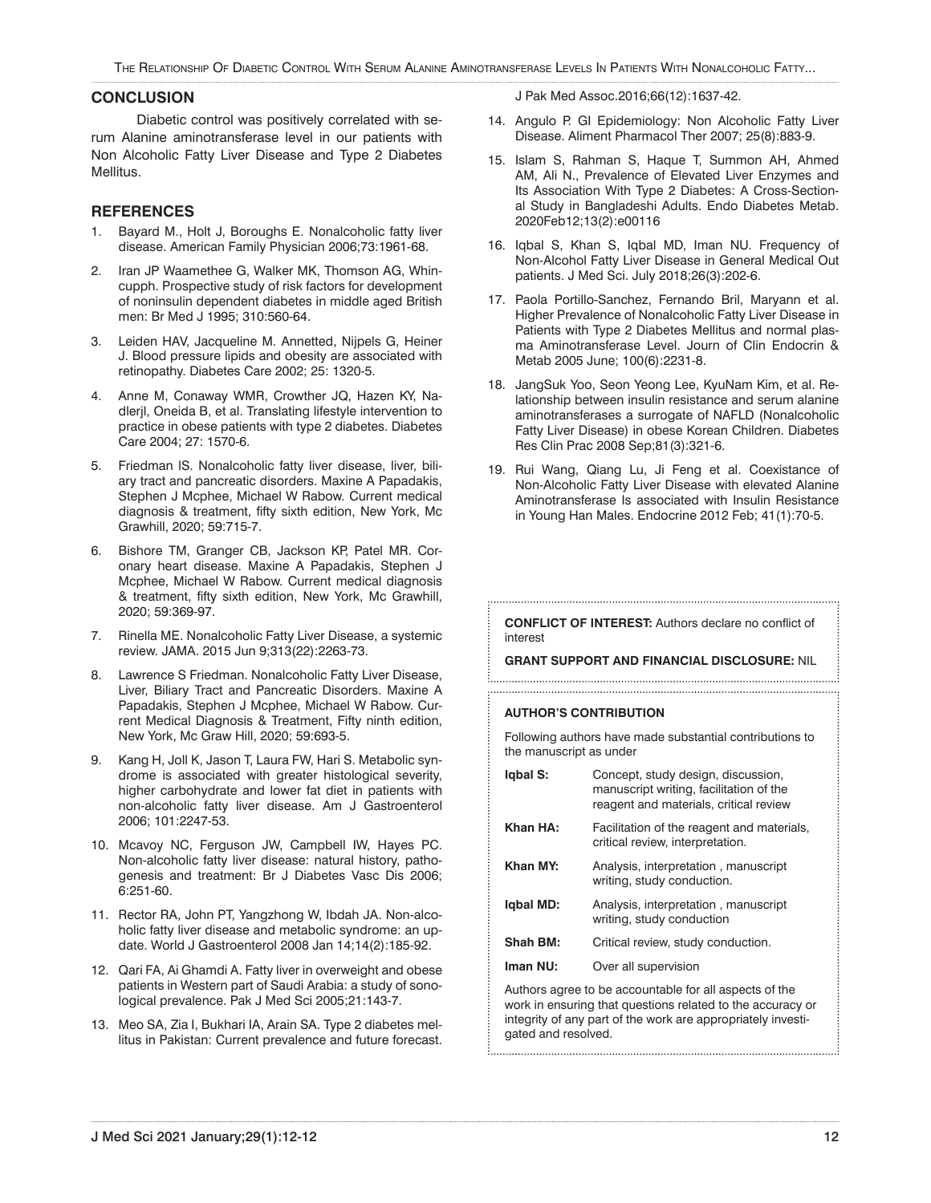## CONCLUSION

Diabetic control was positively correlated with serum Alanine aminotransferase level in our patients with Non Alcoholic Fatty Liver Disease and Type 2 Diabetes Mellitus.

## REFERENCES

1. Bayard M., Holt J, Boroughs E. Nonalcoholic fatty liver disease. American Family Physician 2006;73:1961-68.
2. Iran JP Waamethee G, Walker MK, Thomson AG, Whincupph. Prospective study of risk factors for development of noninsulin dependent diabetes in middle aged British men: Br Med J 1995; 310:560-64.
3. Leiden HAV, Jacqueline M. Annetted, Nijpels G, Heiner J. Blood pressure lipids and obesity are associated with retinopathy. Diabetes Care 2002; 25: 1320-5.
4. Anne M, Conaway WMR, Crowther JQ, Hazen KY, Nadlerjl, Oneida B, et al. Translating lifestyle intervention to practice in obese patients with type 2 diabetes. Diabetes Care 2004; 27: 1570-6.
5. Friedman lS. Nonalcoholic fatty liver disease, liver, biliary tract and pancreatic disorders. Maxine A Papadakis, Stephen J Mcphee, Michael W Rabow. Current medical diagnosis & treatment, fifty sixth edition, New York, Mc Grawhill, 2020; 59:715-7.
6. Bishore TM, Granger CB, Jackson KP, Patel MR. Coronary heart disease. Maxine A Papadakis, Stephen J Mcphee, Michael W Rabow. Current medical diagnosis & treatment, fifty sixth edition, New York, Mc Grawhill, 2020; 59:369-97.
7. Rinella ME. Nonalcoholic Fatty Liver Disease, a systemic review. JAMA. 2015 Jun 9;313(22):2263-73.
8. Lawrence S Friedman. Nonalcoholic Fatty Liver Disease, Liver, Biliary Tract and Pancreatic Disorders. Maxine A Papadakis, Stephen J Mcphee, Michael W Rabow. Current Medical Diagnosis & Treatment, Fifty ninth edition, New York, Mc Graw Hill, 2020; 59:693-5.
9. Kang H, Joll K, Jason T, Laura FW, Hari S. Metabolic syndrome is associated with greater histological severity, higher carbohydrate and lower fat diet in patients with non-alcoholic fatty liver disease. Am J Gastroenterol 2006; 101:2247-53.
10. Mcavoy NC, Ferguson JW, Campbell IW, Hayes PC. Non-alcoholic fatty liver disease: natural history, pathogenesis and treatment: Br J Diabetes Vasc Dis 2006; 6:251-60.
11. Rector RA, John PT, Yangzhong W, Ibdah JA. Non-alcoholic fatty liver disease and metabolic syndrome: an update. World J Gastroenterol 2008 Jan 14;14(2):185-92.
12. Qari FA, Ai Ghamdi A. Fatty liver in overweight and obese patients in Western part of Saudi Arabia: a study of sonological prevalence. Pak J Med Sci 2005;21:143-7.
13. Meo SA, Zia I, Bukhari IA, Arain SA. Type 2 diabetes mellitus in Pakistan: Current prevalence and future forecast. J Pak Med Assoc.2016;66(12):1637-42.
14. Angulo P. GI Epidemiology: Non Alcoholic Fatty Liver Disease. Aliment Pharmacol Ther 2007; 25(8):883-9.
15. Islam S, Rahman S, Haque T, Summon AH, Ahmed AM, Ali N., Prevalence of Elevated Liver Enzymes and Its Association With Type 2 Diabetes: A Cross-Sectional Study in Bangladeshi Adults. Endo Diabetes Metab. 2020Feb12;13(2):e00116
16. Iqbal S, Khan S, Iqbal MD, Iman NU. Frequency of Non-Alcohol Fatty Liver Disease in General Medical Out patients. J Med Sci. July 2018;26(3):202-6.
17. Paola Portillo-Sanchez, Fernando Bril, Maryann et al. Higher Prevalence of Nonalcoholic Fatty Liver Disease in Patients with Type 2 Diabetes Mellitus and normal plasma Aminotransferase Level. Journ of Clin Endocrin & Metab 2005 June; 100(6):2231-8.
18. JangSuk Yoo, Seon Yeong Lee, KyuNam Kim, et al. Relationship between insulin resistance and serum alanine aminotransferases a surrogate of NAFLD (Nonalcoholic Fatty Liver Disease) in obese Korean Children. Diabetes Res Clin Prac 2008 Sep;81(3):321-6.
19. Rui Wang, Qiang Lu, Ji Feng et al. Coexistance of Non-Alcoholic Fatty Liver Disease with elevated Alanine Aminotransferase Is associated with Insulin Resistance in Young Han Males. Endocrine 2012 Feb; 41(1):70-5.

**CONFLICT OF INTEREST:** Authors declare no conflict of interest

**GRANT SUPPORT AND FINANCIAL DISCLOSURE:** NIL

**AUTHOR'S CONTRIBUTION**

Following authors have made substantial contributions to the manuscript as under

| | |
|---|---|
| **Iqbal S:** | Concept, study design, discussion, manuscript writing, facilitation of the reagent and materials, critical review |
| **Khan HA:** | Facilitation of the reagent and materials, critical review, interpretation. |
| **Khan MY:** | Analysis, interpretation , manuscript writing, study conduction. |
| **Iqbal MD:** | Analysis, interpretation , manuscript writing, study conduction |
| **Shah BM:** | Critical review, study conduction. |
| **Iman NU:** | Over all supervision |

Authors agree to be accountable for all aspects of the work in ensuring that questions related to the accuracy or integrity of any part of the work are appropriately investigated and resolved.